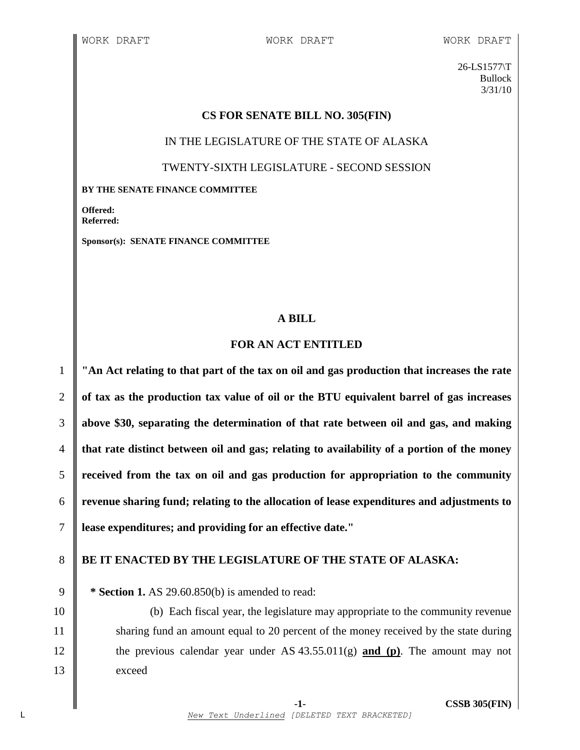WORK DRAFT WORK DRAFT WORK DRAFT

26-LS1577\T
Bullock
3/31/10

**CS FOR SENATE BILL NO. 305(FIN)**

IN THE LEGISLATURE OF THE STATE OF ALASKA

TWENTY-SIXTH LEGISLATURE - SECOND SESSION

**BY THE SENATE FINANCE COMMITTEE**

**Offered:**
**Referred:**

**Sponsor(s): SENATE FINANCE COMMITTEE**

**A BILL**

**FOR AN ACT ENTITLED**

1 **"An Act relating to that part of the tax on oil and gas production that increases the rate**
2 **of tax as the production tax value of oil or the BTU equivalent barrel of gas increases**
3 **above $30, separating the determination of that rate between oil and gas, and making**
4 **that rate distinct between oil and gas; relating to availability of a portion of the money**
5 **received from the tax on oil and gas production for appropriation to the community**
6 **revenue sharing fund; relating to the allocation of lease expenditures and adjustments to**
7 **lease expenditures; and providing for an effective date."**

8 **BE IT ENACTED BY THE LEGISLATURE OF THE STATE OF ALASKA:**

9 **\* Section 1.** AS 29.60.850(b) is amended to read:

10 (b) Each fiscal year, the legislature may appropriate to the community revenue
11 sharing fund an amount equal to 20 percent of the money received by the state during
12 the previous calendar year under AS 43.55.011(g) **and (p)**. The amount may not
13 exceed

*New Text Underlined* [DELETED TEXT BRACKETED]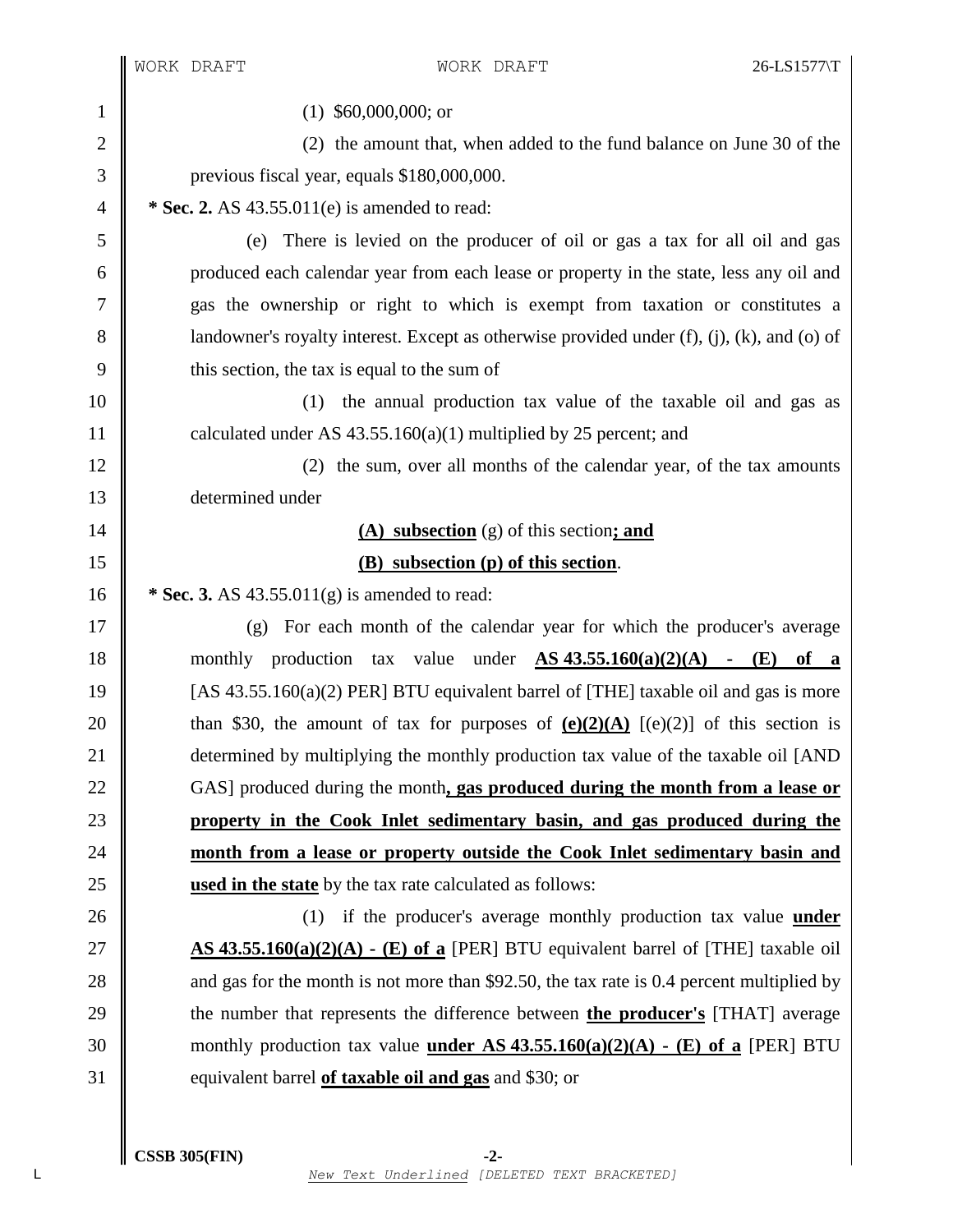(1) \$60,000,000; or

(2) the amount that, when added to the fund balance on June 30 of the previous fiscal year, equals \$180,000,000.

**\* Sec. 2.** AS 43.55.011(e) is amended to read:

(e) There is levied on the producer of oil or gas a tax for all oil and gas produced each calendar year from each lease or property in the state, less any oil and gas the ownership or right to which is exempt from taxation or constitutes a landowner's royalty interest. Except as otherwise provided under (f), (j), (k), and (o) of this section, the tax is equal to the sum of

(1) the annual production tax value of the taxable oil and gas as calculated under AS 43.55.160(a)(1) multiplied by 25 percent; and

(2) the sum, over all months of the calendar year, of the tax amounts determined under

**(A) subsection** (g) of this section**; and**

**(B) subsection (p) of this section**.

**\* Sec. 3.** AS 43.55.011(g) is amended to read:

(g) For each month of the calendar year for which the producer's average monthly production tax value under **AS 43.55.160(a)(2)(A) - (E) of a** [AS 43.55.160(a)(2) PER] BTU equivalent barrel of [THE] taxable oil and gas is more than \$30, the amount of tax for purposes of **(e)(2)(A)** [(e)(2)] of this section is determined by multiplying the monthly production tax value of the taxable oil [AND GAS] produced during the month**, gas produced during the month from a lease or property in the Cook Inlet sedimentary basin, and gas produced during the month from a lease or property outside the Cook Inlet sedimentary basin and used in the state** by the tax rate calculated as follows:

(1) if the producer's average monthly production tax value **under AS 43.55.160(a)(2)(A) - (E) of a** [PER] BTU equivalent barrel of [THE] taxable oil and gas for the month is not more than \$92.50, the tax rate is 0.4 percent multiplied by the number that represents the difference between **the producer's** [THAT] average monthly production tax value **under AS 43.55.160(a)(2)(A) - (E) of a** [PER] BTU equivalent barrel **of taxable oil and gas** and \$30; or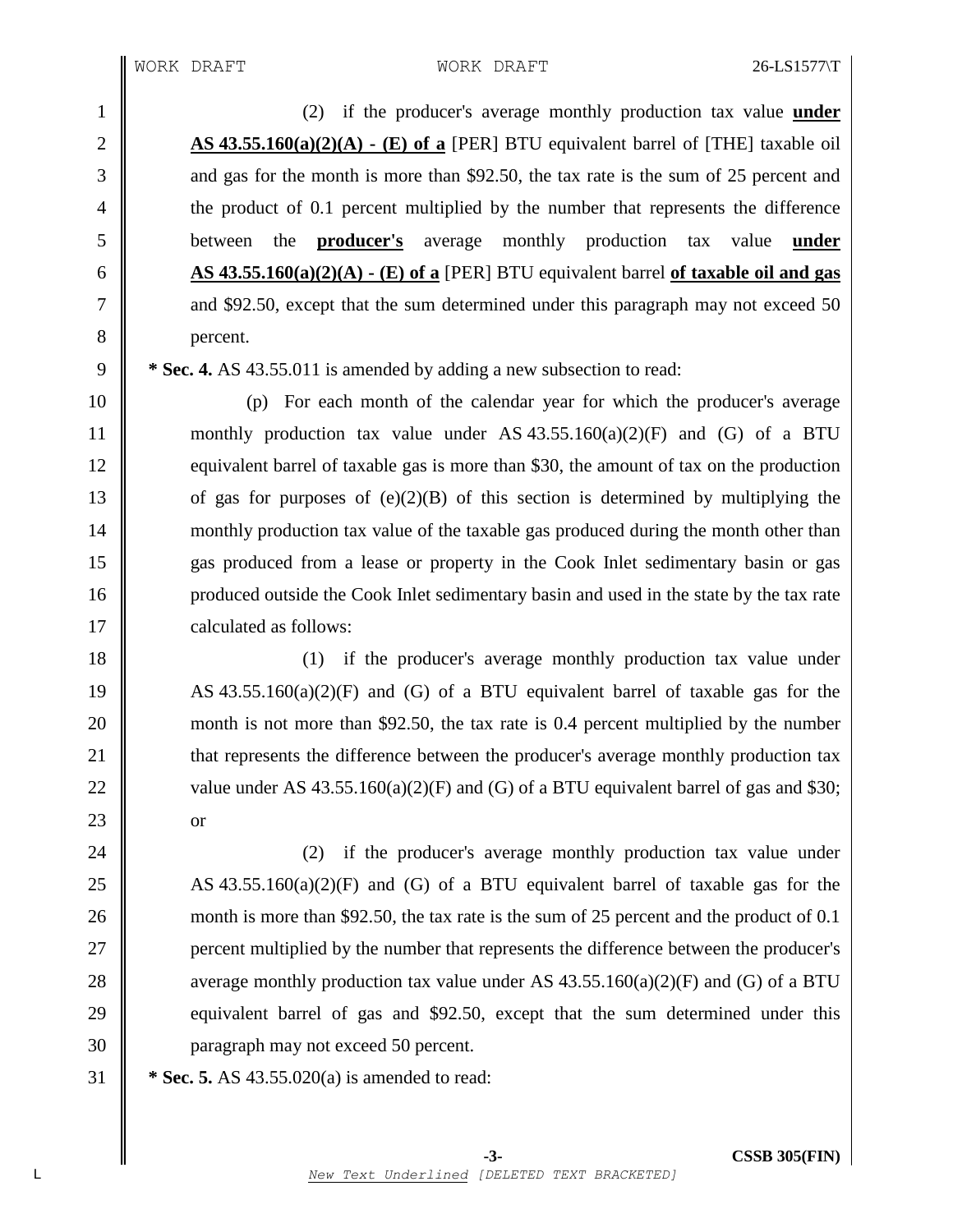(2) if the producer's average monthly production tax value **under AS 43.55.160(a)(2)(A) - (E) of a** [PER] BTU equivalent barrel of [THE] taxable oil and gas for the month is more than $92.50, the tax rate is the sum of 25 percent and the product of 0.1 percent multiplied by the number that represents the difference between the **producer's** average monthly production tax value **under AS 43.55.160(a)(2)(A) - (E) of a** [PER] BTU equivalent barrel **of taxable oil and gas** and $92.50, except that the sum determined under this paragraph may not exceed 50 percent.

**\* Sec. 4.** AS 43.55.011 is amended by adding a new subsection to read:

(p) For each month of the calendar year for which the producer's average monthly production tax value under AS 43.55.160(a)(2)(F) and (G) of a BTU equivalent barrel of taxable gas is more than $30, the amount of tax on the production of gas for purposes of (e)(2)(B) of this section is determined by multiplying the monthly production tax value of the taxable gas produced during the month other than gas produced from a lease or property in the Cook Inlet sedimentary basin or gas produced outside the Cook Inlet sedimentary basin and used in the state by the tax rate calculated as follows:

(1) if the producer's average monthly production tax value under AS 43.55.160(a)(2)(F) and (G) of a BTU equivalent barrel of taxable gas for the month is not more than $92.50, the tax rate is 0.4 percent multiplied by the number that represents the difference between the producer's average monthly production tax value under AS 43.55.160(a)(2)(F) and (G) of a BTU equivalent barrel of gas and $30; or

(2) if the producer's average monthly production tax value under AS 43.55.160(a)(2)(F) and (G) of a BTU equivalent barrel of taxable gas for the month is more than $92.50, the tax rate is the sum of 25 percent and the product of 0.1 percent multiplied by the number that represents the difference between the producer's average monthly production tax value under AS 43.55.160(a)(2)(F) and (G) of a BTU equivalent barrel of gas and $92.50, except that the sum determined under this paragraph may not exceed 50 percent.

**\* Sec. 5.** AS 43.55.020(a) is amended to read: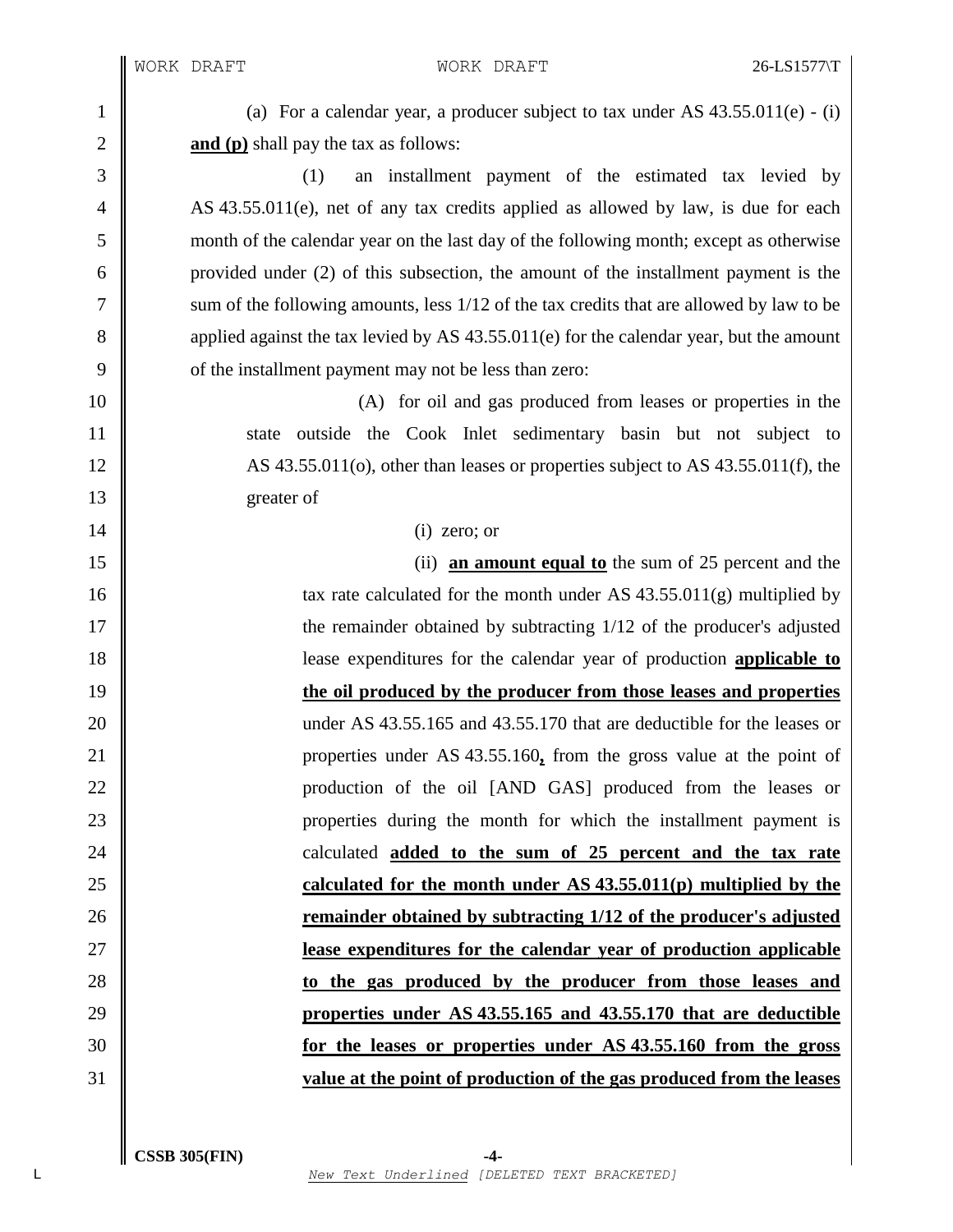(a) For a calendar year, a producer subject to tax under AS 43.55.011(e) - (i) **and (p)** shall pay the tax as follows:

(1) an installment payment of the estimated tax levied by AS 43.55.011(e), net of any tax credits applied as allowed by law, is due for each month of the calendar year on the last day of the following month; except as otherwise provided under (2) of this subsection, the amount of the installment payment is the sum of the following amounts, less 1/12 of the tax credits that are allowed by law to be applied against the tax levied by AS 43.55.011(e) for the calendar year, but the amount of the installment payment may not be less than zero:

(A) for oil and gas produced from leases or properties in the state outside the Cook Inlet sedimentary basin but not subject to AS 43.55.011(o), other than leases or properties subject to AS 43.55.011(f), the greater of

(i) zero; or

(ii) **an amount equal to** the sum of 25 percent and the tax rate calculated for the month under AS 43.55.011(g) multiplied by the remainder obtained by subtracting 1/12 of the producer's adjusted lease expenditures for the calendar year of production **applicable to the oil produced by the producer from those leases and properties** under AS 43.55.165 and 43.55.170 that are deductible for the leases or properties under AS 43.55.160**,** from the gross value at the point of production of the oil [AND GAS] produced from the leases or properties during the month for which the installment payment is calculated **added to the sum of 25 percent and the tax rate calculated for the month under AS 43.55.011(p) multiplied by the remainder obtained by subtracting 1/12 of the producer's adjusted lease expenditures for the calendar year of production applicable to the gas produced by the producer from those leases and properties under AS 43.55.165 and 43.55.170 that are deductible for the leases or properties under AS 43.55.160 from the gross value at the point of production of the gas produced from the leases**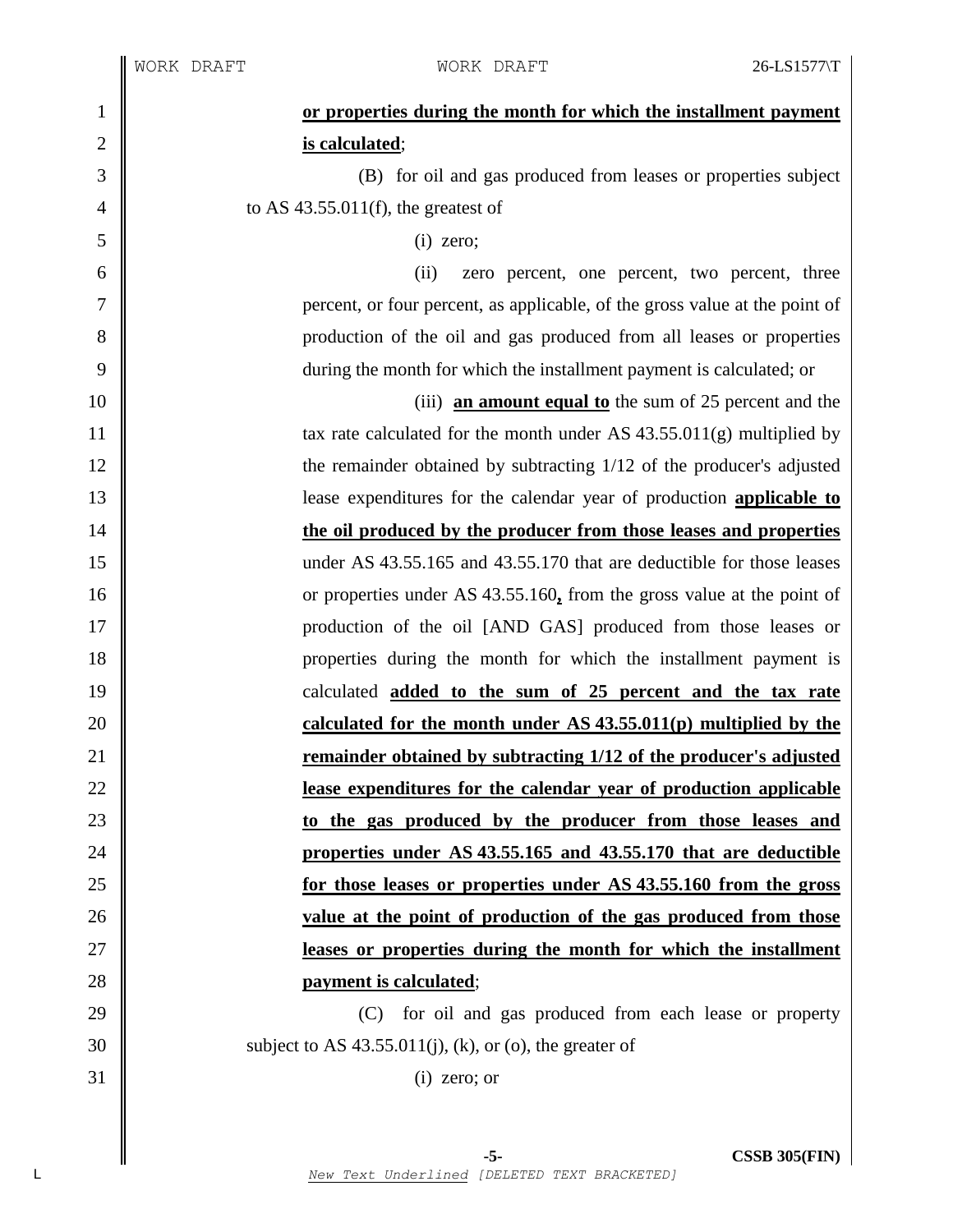**or properties during the month for which the installment payment is calculated**;

(B) for oil and gas produced from leases or properties subject to AS 43.55.011(f), the greatest of

(i) zero;

(ii) zero percent, one percent, two percent, three percent, or four percent, as applicable, of the gross value at the point of production of the oil and gas produced from all leases or properties during the month for which the installment payment is calculated; or

(iii) **an amount equal to** the sum of 25 percent and the tax rate calculated for the month under AS 43.55.011(g) multiplied by the remainder obtained by subtracting 1/12 of the producer's adjusted lease expenditures for the calendar year of production **applicable to the oil produced by the producer from those leases and properties** under AS 43.55.165 and 43.55.170 that are deductible for those leases or properties under AS 43.55.160**,** from the gross value at the point of production of the oil [AND GAS] produced from those leases or properties during the month for which the installment payment is calculated **added to the sum of 25 percent and the tax rate calculated for the month under AS 43.55.011(p) multiplied by the remainder obtained by subtracting 1/12 of the producer's adjusted lease expenditures for the calendar year of production applicable to the gas produced by the producer from those leases and properties under AS 43.55.165 and 43.55.170 that are deductible for those leases or properties under AS 43.55.160 from the gross value at the point of production of the gas produced from those leases or properties during the month for which the installment payment is calculated**;

(C) for oil and gas produced from each lease or property subject to AS 43.55.011(j), (k), or (o), the greater of

(i) zero; or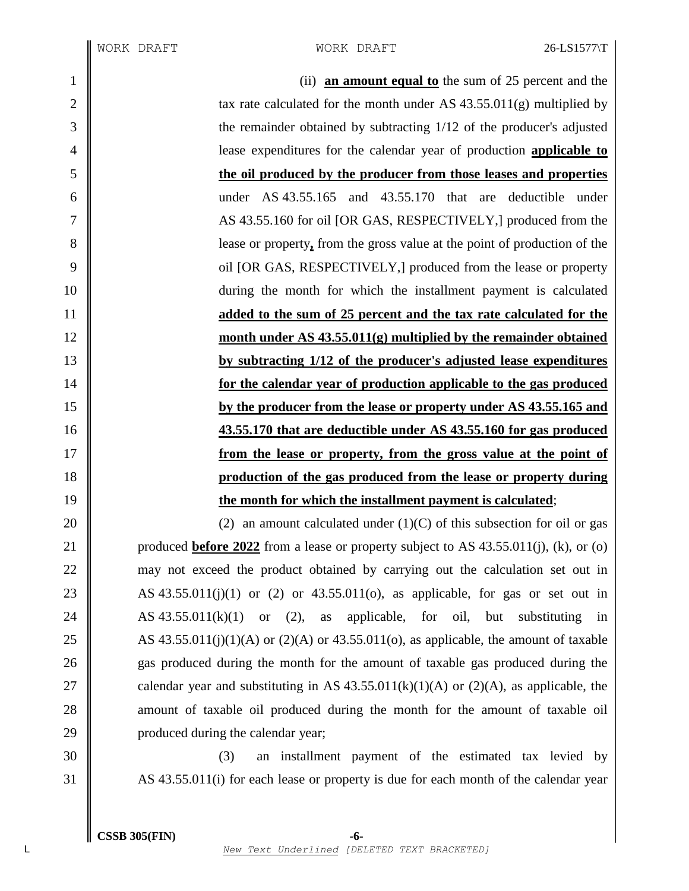(ii) **an amount equal to** the sum of 25 percent and the tax rate calculated for the month under AS 43.55.011(g) multiplied by the remainder obtained by subtracting 1/12 of the producer's adjusted lease expenditures for the calendar year of production **applicable to the oil produced by the producer from those leases and properties** under AS 43.55.165 and 43.55.170 that are deductible under AS 43.55.160 for oil [OR GAS, RESPECTIVELY,] produced from the lease or property**,** from the gross value at the point of production of the oil [OR GAS, RESPECTIVELY,] produced from the lease or property during the month for which the installment payment is calculated **added to the sum of 25 percent and the tax rate calculated for the month under AS 43.55.011(g) multiplied by the remainder obtained by subtracting 1/12 of the producer's adjusted lease expenditures for the calendar year of production applicable to the gas produced by the producer from the lease or property under AS 43.55.165 and 43.55.170 that are deductible under AS 43.55.160 for gas produced from the lease or property, from the gross value at the point of production of the gas produced from the lease or property during the month for which the installment payment is calculated**;

(2) an amount calculated under (1)(C) of this subsection for oil or gas produced **before 2022** from a lease or property subject to AS 43.55.011(j), (k), or (o) may not exceed the product obtained by carrying out the calculation set out in AS 43.55.011(j)(1) or (2) or 43.55.011(o), as applicable, for gas or set out in AS 43.55.011(k)(1) or (2), as applicable, for oil, but substituting in AS 43.55.011(j)(1)(A) or (2)(A) or 43.55.011(o), as applicable, the amount of taxable gas produced during the month for the amount of taxable gas produced during the calendar year and substituting in AS 43.55.011(k)(1)(A) or (2)(A), as applicable, the amount of taxable oil produced during the month for the amount of taxable oil produced during the calendar year;

(3) an installment payment of the estimated tax levied by AS 43.55.011(i) for each lease or property is due for each month of the calendar year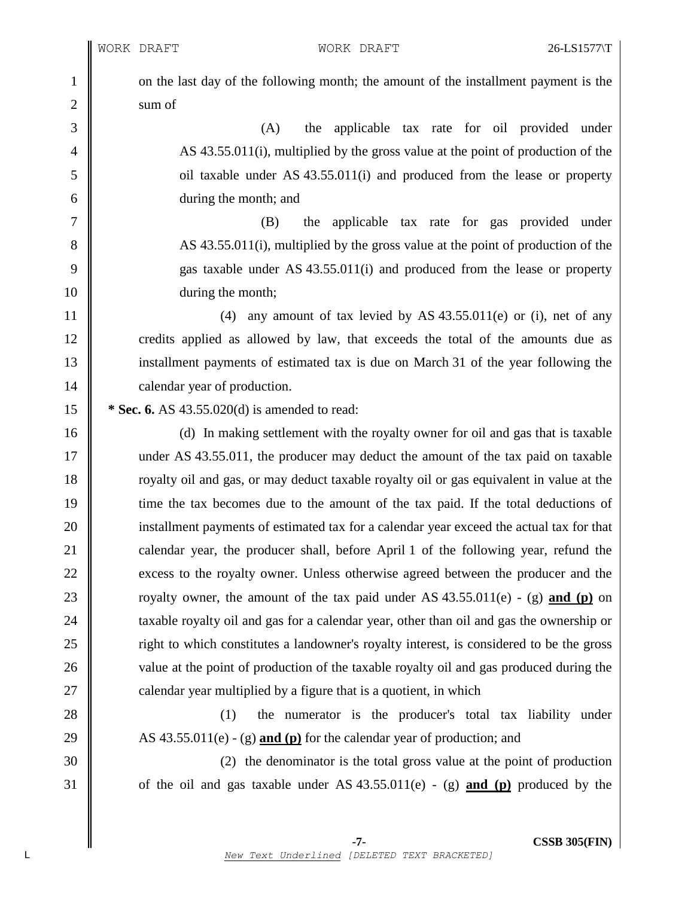on the last day of the following month; the amount of the installment payment is the sum of

(A) the applicable tax rate for oil provided under AS 43.55.011(i), multiplied by the gross value at the point of production of the oil taxable under AS 43.55.011(i) and produced from the lease or property during the month; and

(B) the applicable tax rate for gas provided under AS 43.55.011(i), multiplied by the gross value at the point of production of the gas taxable under AS 43.55.011(i) and produced from the lease or property during the month;

(4) any amount of tax levied by AS 43.55.011(e) or (i), net of any credits applied as allowed by law, that exceeds the total of the amounts due as installment payments of estimated tax is due on March 31 of the year following the calendar year of production.

**\* Sec. 6.** AS 43.55.020(d) is amended to read:

(d) In making settlement with the royalty owner for oil and gas that is taxable under AS 43.55.011, the producer may deduct the amount of the tax paid on taxable royalty oil and gas, or may deduct taxable royalty oil or gas equivalent in value at the time the tax becomes due to the amount of the tax paid. If the total deductions of installment payments of estimated tax for a calendar year exceed the actual tax for that calendar year, the producer shall, before April 1 of the following year, refund the excess to the royalty owner. Unless otherwise agreed between the producer and the royalty owner, the amount of the tax paid under AS 43.55.011(e) - (g) **and (p)** on taxable royalty oil and gas for a calendar year, other than oil and gas the ownership or right to which constitutes a landowner's royalty interest, is considered to be the gross value at the point of production of the taxable royalty oil and gas produced during the calendar year multiplied by a figure that is a quotient, in which

(1) the numerator is the producer's total tax liability under AS 43.55.011(e) - (g) **and (p)** for the calendar year of production; and

(2) the denominator is the total gross value at the point of production of the oil and gas taxable under AS 43.55.011(e) - (g) **and (p)** produced by the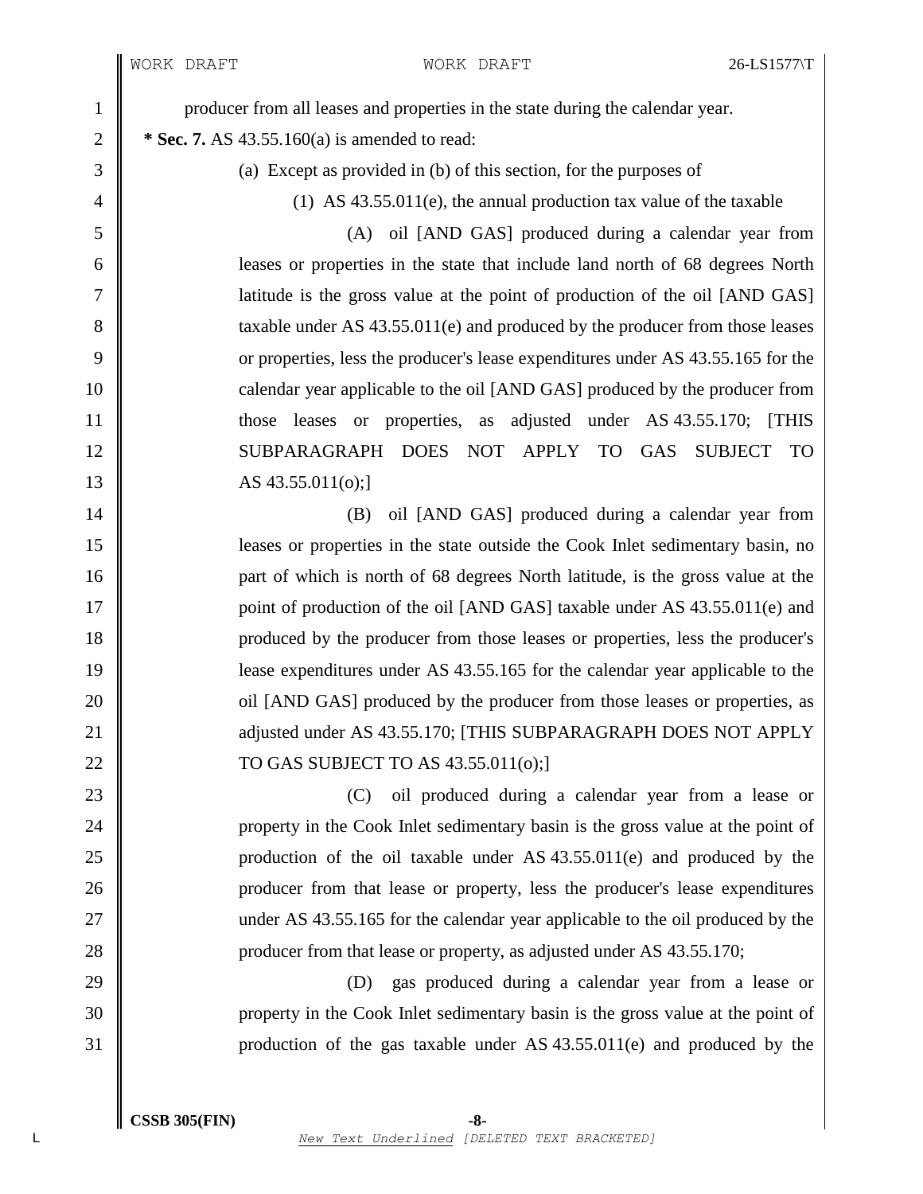producer from all leases and properties in the state during the calendar year.

**\* Sec. 7.** AS 43.55.160(a) is amended to read:

(a) Except as provided in (b) of this section, for the purposes of

(1) AS 43.55.011(e), the annual production tax value of the taxable

(A) oil [AND GAS] produced during a calendar year from leases or properties in the state that include land north of 68 degrees North latitude is the gross value at the point of production of the oil [AND GAS] taxable under AS 43.55.011(e) and produced by the producer from those leases or properties, less the producer's lease expenditures under AS 43.55.165 for the calendar year applicable to the oil [AND GAS] produced by the producer from those leases or properties, as adjusted under AS 43.55.170; [THIS SUBPARAGRAPH DOES NOT APPLY TO GAS SUBJECT TO AS 43.55.011(o);]

(B) oil [AND GAS] produced during a calendar year from leases or properties in the state outside the Cook Inlet sedimentary basin, no part of which is north of 68 degrees North latitude, is the gross value at the point of production of the oil [AND GAS] taxable under AS 43.55.011(e) and produced by the producer from those leases or properties, less the producer's lease expenditures under AS 43.55.165 for the calendar year applicable to the oil [AND GAS] produced by the producer from those leases or properties, as adjusted under AS 43.55.170; [THIS SUBPARAGRAPH DOES NOT APPLY TO GAS SUBJECT TO AS 43.55.011(o);]

(C) oil produced during a calendar year from a lease or property in the Cook Inlet sedimentary basin is the gross value at the point of production of the oil taxable under AS 43.55.011(e) and produced by the producer from that lease or property, less the producer's lease expenditures under AS 43.55.165 for the calendar year applicable to the oil produced by the producer from that lease or property, as adjusted under AS 43.55.170;

(D) gas produced during a calendar year from a lease or property in the Cook Inlet sedimentary basin is the gross value at the point of production of the gas taxable under AS 43.55.011(e) and produced by the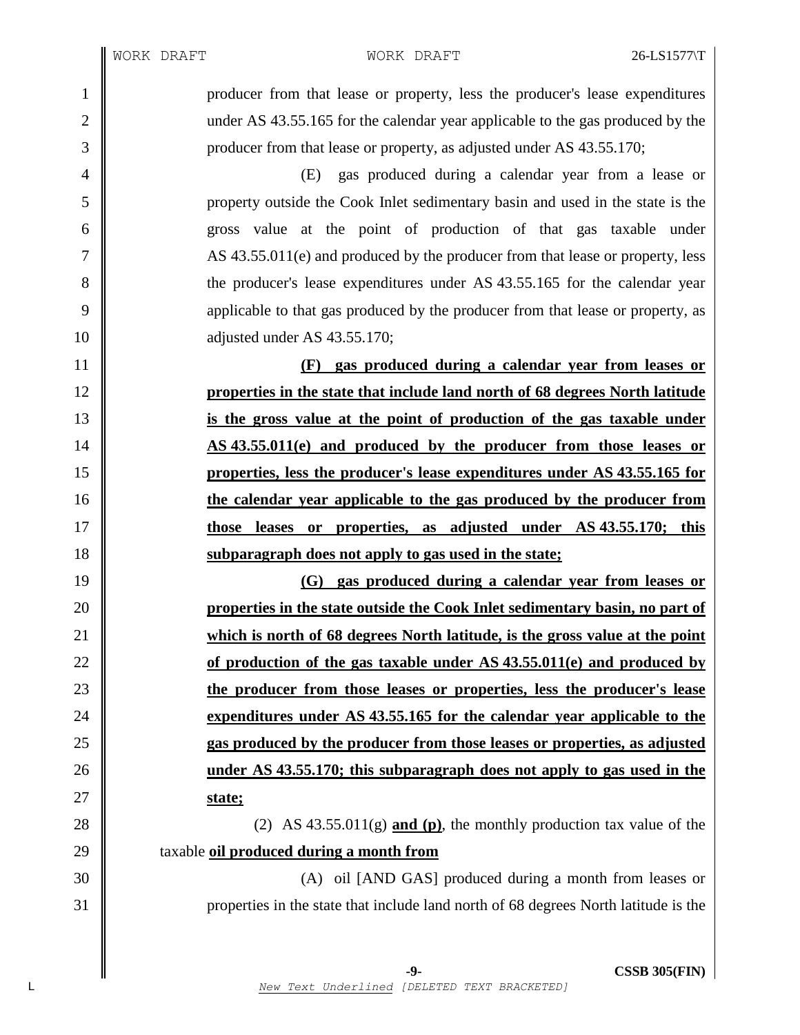producer from that lease or property, less the producer's lease expenditures under AS 43.55.165 for the calendar year applicable to the gas produced by the producer from that lease or property, as adjusted under AS 43.55.170;

(E) gas produced during a calendar year from a lease or property outside the Cook Inlet sedimentary basin and used in the state is the gross value at the point of production of that gas taxable under AS 43.55.011(e) and produced by the producer from that lease or property, less the producer's lease expenditures under AS 43.55.165 for the calendar year applicable to that gas produced by the producer from that lease or property, as adjusted under AS 43.55.170;

**<u>(F) gas produced during a calendar year from leases or properties in the state that include land north of 68 degrees North latitude is the gross value at the point of production of the gas taxable under AS 43.55.011(e) and produced by the producer from those leases or properties, less the producer's lease expenditures under AS 43.55.165 for the calendar year applicable to the gas produced by the producer from those leases or properties, as adjusted under AS 43.55.170; this subparagraph does not apply to gas used in the state;</u>**

**<u>(G) gas produced during a calendar year from leases or properties in the state outside the Cook Inlet sedimentary basin, no part of which is north of 68 degrees North latitude, is the gross value at the point of production of the gas taxable under AS 43.55.011(e) and produced by the producer from those leases or properties, less the producer's lease expenditures under AS 43.55.165 for the calendar year applicable to the gas produced by the producer from those leases or properties, as adjusted under AS 43.55.170; this subparagraph does not apply to gas used in the state;</u>**

(2) AS 43.55.011(g) **<u>and (p)</u>**, the monthly production tax value of the taxable **<u>oil produced during a month from</u>**

(A) oil [AND GAS] produced during a month from leases or properties in the state that include land north of 68 degrees North latitude is the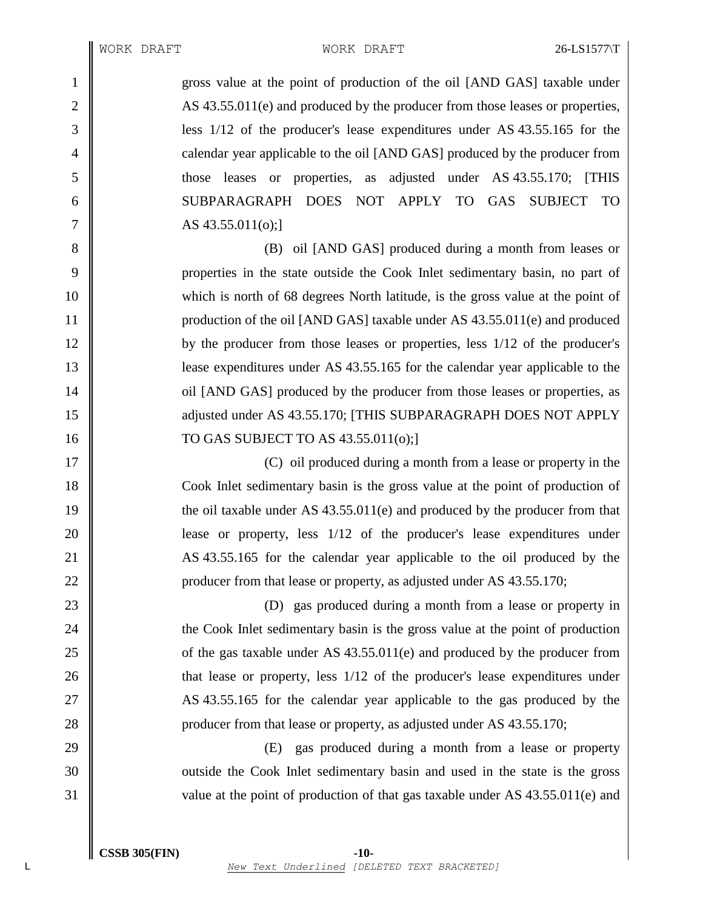gross value at the point of production of the oil [AND GAS] taxable under AS 43.55.011(e) and produced by the producer from those leases or properties, less 1/12 of the producer's lease expenditures under AS 43.55.165 for the calendar year applicable to the oil [AND GAS] produced by the producer from those leases or properties, as adjusted under AS 43.55.170; [THIS SUBPARAGRAPH DOES NOT APPLY TO GAS SUBJECT TO AS 43.55.011(o);]

(B) oil [AND GAS] produced during a month from leases or properties in the state outside the Cook Inlet sedimentary basin, no part of which is north of 68 degrees North latitude, is the gross value at the point of production of the oil [AND GAS] taxable under AS 43.55.011(e) and produced by the producer from those leases or properties, less 1/12 of the producer's lease expenditures under AS 43.55.165 for the calendar year applicable to the oil [AND GAS] produced by the producer from those leases or properties, as adjusted under AS 43.55.170; [THIS SUBPARAGRAPH DOES NOT APPLY TO GAS SUBJECT TO AS 43.55.011(o);]

(C) oil produced during a month from a lease or property in the Cook Inlet sedimentary basin is the gross value at the point of production of the oil taxable under AS 43.55.011(e) and produced by the producer from that lease or property, less 1/12 of the producer's lease expenditures under AS 43.55.165 for the calendar year applicable to the oil produced by the producer from that lease or property, as adjusted under AS 43.55.170;

(D) gas produced during a month from a lease or property in the Cook Inlet sedimentary basin is the gross value at the point of production of the gas taxable under AS 43.55.011(e) and produced by the producer from that lease or property, less 1/12 of the producer's lease expenditures under AS 43.55.165 for the calendar year applicable to the gas produced by the producer from that lease or property, as adjusted under AS 43.55.170;

(E) gas produced during a month from a lease or property outside the Cook Inlet sedimentary basin and used in the state is the gross value at the point of production of that gas taxable under AS 43.55.011(e) and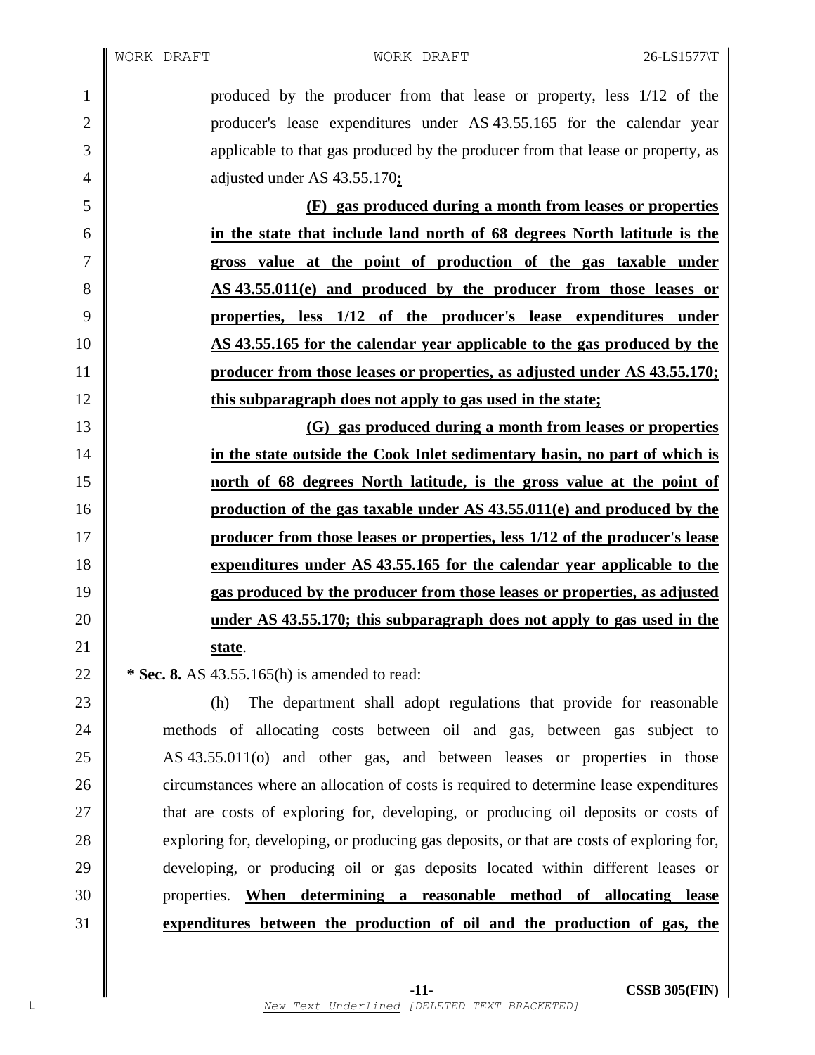produced by the producer from that lease or property, less 1/12 of the producer's lease expenditures under AS 43.55.165 for the calendar year applicable to that gas produced by the producer from that lease or property, as adjusted under AS 43.55.170**;**

**(F) gas produced during a month from leases or properties in the state that include land north of 68 degrees North latitude is the gross value at the point of production of the gas taxable under AS 43.55.011(e) and produced by the producer from those leases or properties, less 1/12 of the producer's lease expenditures under AS 43.55.165 for the calendar year applicable to the gas produced by the producer from those leases or properties, as adjusted under AS 43.55.170; this subparagraph does not apply to gas used in the state;**

**(G) gas produced during a month from leases or properties in the state outside the Cook Inlet sedimentary basin, no part of which is north of 68 degrees North latitude, is the gross value at the point of production of the gas taxable under AS 43.55.011(e) and produced by the producer from those leases or properties, less 1/12 of the producer's lease expenditures under AS 43.55.165 for the calendar year applicable to the gas produced by the producer from those leases or properties, as adjusted under AS 43.55.170; this subparagraph does not apply to gas used in the state**.

**\* Sec. 8.** AS 43.55.165(h) is amended to read:

(h) The department shall adopt regulations that provide for reasonable methods of allocating costs between oil and gas, between gas subject to AS 43.55.011(o) and other gas, and between leases or properties in those circumstances where an allocation of costs is required to determine lease expenditures that are costs of exploring for, developing, or producing oil deposits or costs of exploring for, developing, or producing gas deposits, or that are costs of exploring for, developing, or producing oil or gas deposits located within different leases or properties. **When determining a reasonable method of allocating lease expenditures between the production of oil and the production of gas, the**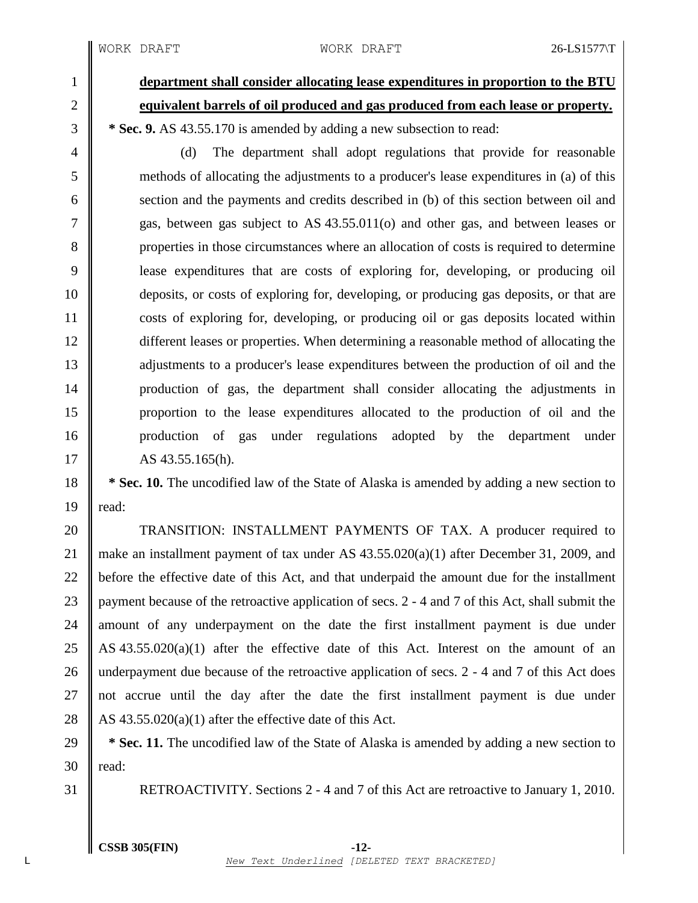**department shall consider allocating lease expenditures in proportion to the BTU equivalent barrels of oil produced and gas produced from each lease or property.**

**\* Sec. 9.** AS 43.55.170 is amended by adding a new subsection to read:

(d) The department shall adopt regulations that provide for reasonable methods of allocating the adjustments to a producer's lease expenditures in (a) of this section and the payments and credits described in (b) of this section between oil and gas, between gas subject to AS 43.55.011(o) and other gas, and between leases or properties in those circumstances where an allocation of costs is required to determine lease expenditures that are costs of exploring for, developing, or producing oil deposits, or costs of exploring for, developing, or producing gas deposits, or that are costs of exploring for, developing, or producing oil or gas deposits located within different leases or properties. When determining a reasonable method of allocating the adjustments to a producer's lease expenditures between the production of oil and the production of gas, the department shall consider allocating the adjustments in proportion to the lease expenditures allocated to the production of oil and the production of gas under regulations adopted by the department under AS 43.55.165(h).

**\* Sec. 10.** The uncodified law of the State of Alaska is amended by adding a new section to read:

TRANSITION: INSTALLMENT PAYMENTS OF TAX. A producer required to make an installment payment of tax under AS 43.55.020(a)(1) after December 31, 2009, and before the effective date of this Act, and that underpaid the amount due for the installment payment because of the retroactive application of secs. 2 - 4 and 7 of this Act, shall submit the amount of any underpayment on the date the first installment payment is due under AS 43.55.020(a)(1) after the effective date of this Act. Interest on the amount of an underpayment due because of the retroactive application of secs. 2 - 4 and 7 of this Act does not accrue until the day after the date the first installment payment is due under AS 43.55.020(a)(1) after the effective date of this Act.

**\* Sec. 11.** The uncodified law of the State of Alaska is amended by adding a new section to read:

RETROACTIVITY. Sections 2 - 4 and 7 of this Act are retroactive to January 1, 2010.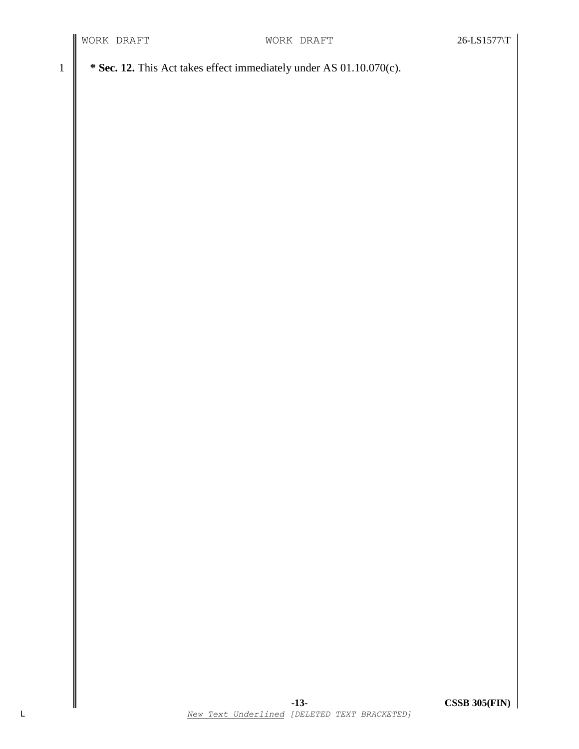**\* Sec. 12.** This Act takes effect immediately under AS 01.10.070(c).